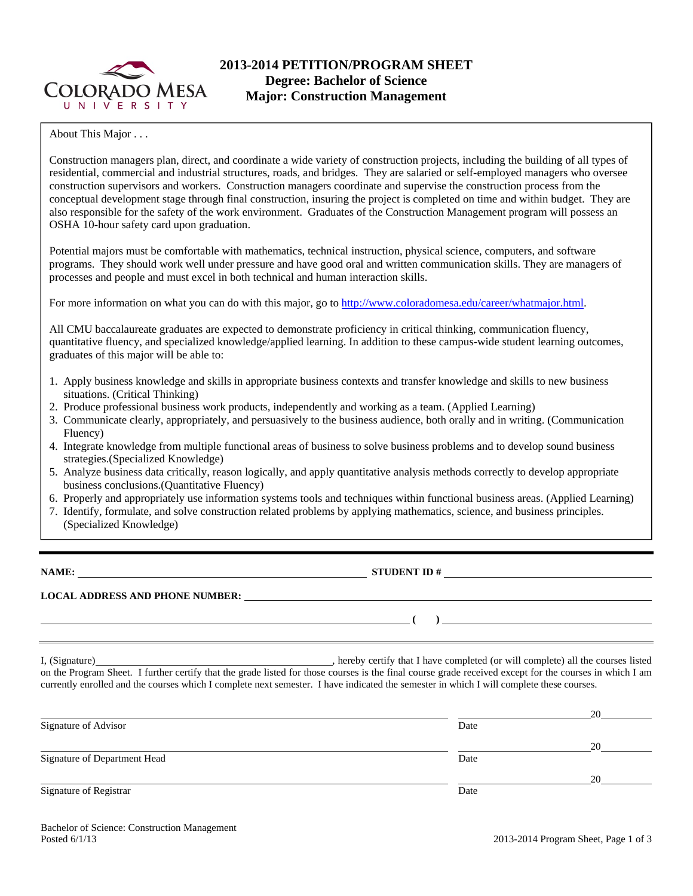# 2013-2014 PETITION/PROGRAM SHEET
## Degree: Bachelor of Science
## Major: Construction Management

About This Major . . .

Construction managers plan, direct, and coordinate a wide variety of construction projects, including the building of all types of residential, commercial and industrial structures, roads, and bridges. They are salaried or self-employed managers who oversee construction supervisors and workers. Construction managers coordinate and supervise the construction process from the conceptual development stage through final construction, insuring the project is completed on time and within budget. They are also responsible for the safety of the work environment. Graduates of the Construction Management program will possess an OSHA 10-hour safety card upon graduation.

Potential majors must be comfortable with mathematics, technical instruction, physical science, computers, and software programs. They should work well under pressure and have good oral and written communication skills. They are managers of processes and people and must excel in both technical and human interaction skills.

For more information on what you can do with this major, go to http://www.coloradomesa.edu/career/whatmajor.html.

All CMU baccalaureate graduates are expected to demonstrate proficiency in critical thinking, communication fluency, quantitative fluency, and specialized knowledge/applied learning. In addition to these campus-wide student learning outcomes, graduates of this major will be able to:

1. Apply business knowledge and skills in appropriate business contexts and transfer knowledge and skills to new business situations. (Critical Thinking)
2. Produce professional business work products, independently and working as a team. (Applied Learning)
3. Communicate clearly, appropriately, and persuasively to the business audience, both orally and in writing. (Communication Fluency)
4. Integrate knowledge from multiple functional areas of business to solve business problems and to develop sound business strategies.(Specialized Knowledge)
5. Analyze business data critically, reason logically, and apply quantitative analysis methods correctly to develop appropriate business conclusions.(Quantitative Fluency)
6. Properly and appropriately use information systems tools and techniques within functional business areas. (Applied Learning)
7. Identify, formulate, and solve construction related problems by applying mathematics, science, and business principles. (Specialized Knowledge)

---

**NAME:** ______________________________ **STUDENT ID #** ______________________________

**LOCAL ADDRESS AND PHONE NUMBER:** ______________________________

______________________________ **( )** ______________________________

---

I, (Signature) ______________________________, hereby certify that I have completed (or will complete) all the courses listed on the Program Sheet. I further certify that the grade listed for those courses is the final course grade received except for the courses in which I am currently enrolled and the courses which I complete next semester. I have indicated the semester in which I will complete these courses.

______________________________ ______________________ 20______
Signature of Advisor Date

______________________________ ______________________ 20______
Signature of Department Head Date

______________________________ ______________________ 20______
Signature of Registrar Date

Bachelor of Science: Construction Management
Posted 6/1/13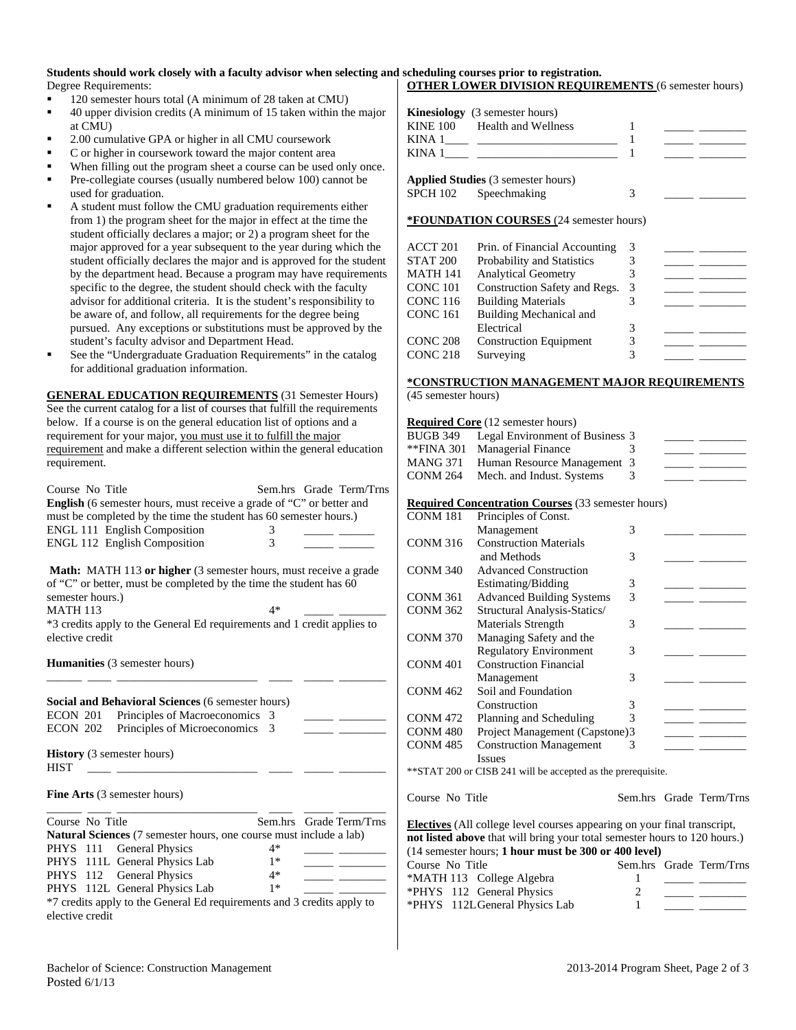**Students should work closely with a faculty advisor when selecting and scheduling courses prior to registration.**

Degree Requirements:

- 120 semester hours total (A minimum of 28 taken at CMU)
- 40 upper division credits (A minimum of 15 taken within the major at CMU)
- 2.00 cumulative GPA or higher in all CMU coursework
- C or higher in coursework toward the major content area
- When filling out the program sheet a course can be used only once.
- Pre-collegiate courses (usually numbered below 100) cannot be used for graduation.
- A student must follow the CMU graduation requirements either from 1) the program sheet for the major in effect at the time the student officially declares a major; or 2) a program sheet for the major approved for a year subsequent to the year during which the student officially declares the major and is approved for the student by the department head. Because a program may have requirements specific to the degree, the student should check with the faculty advisor for additional criteria. It is the student's responsibility to be aware of, and follow, all requirements for the degree being pursued. Any exceptions or substitutions must be approved by the student's faculty advisor and Department Head.
- See the "Undergraduate Graduation Requirements" in the catalog for additional graduation information.

**GENERAL EDUCATION REQUIREMENTS** (31 Semester Hours) See the current catalog for a list of courses that fulfill the requirements below. If a course is on the general education list of options and a requirement for your major, you must use it to fulfill the major requirement and make a different selection within the general education requirement.

| Course No | Title | Sem.hrs | Grade | Term/Trns |
|---|---|---|---|---|
| **English** (6 semester hours, must receive a grade of "C" or better and must be completed by the time the student has 60 semester hours.) | | | | |
| ENGL 111 | English Composition | 3 | _____ | ______ |
| ENGL 112 | English Composition | 3 | _____ | ______ |

**Math:** MATH 113 **or higher** (3 semester hours, must receive a grade of "C" or better, must be completed by the time the student has 60 semester hours.)

| Course No | Title | Sem.hrs | Grade | Term/Trns |
|---|---|---|---|---|
| MATH 113 | | 4* | _____ | ________ |

*3 credits apply to the General Ed requirements and 1 credit applies to elective credit

**Humanities** (3 semester hours)

| Course No | Title | Sem.hrs | Grade | Term/Trns |
|---|---|---|---|---|
| ______ ____ | ________________________ | ____ | _____ | ________ |

**Social and Behavioral Sciences** (6 semester hours)

| Course No | Title | Sem.hrs | Grade | Term/Trns |
|---|---|---|---|---|
| ECON 201 | Principles of Macroeconomics | 3 | _____ | ________ |
| ECON 202 | Principles of Microeconomics | 3 | _____ | ________ |

**History** (3 semester hours)

| Course No | Title | Sem.hrs | Grade | Term/Trns |
|---|---|---|---|---|
| HIST ____ | ________________________ | ____ | _____ | ________ |

**Fine Arts** (3 semester hours)

| Course No | Title | Sem.hrs | Grade | Term/Trns |
|---|---|---|---|---|
| ______ ____ | ________________________ | ____ | _____ | ________ |

**Natural Sciences** (7 semester hours, one course must include a lab)

| Course No | Title | Sem.hrs | Grade | Term/Trns |
|---|---|---|---|---|
| PHYS 111 | General Physics | 4* | _____ | ________ |
| PHYS 111L | General Physics Lab | 1* | _____ | ________ |
| PHYS 112 | General Physics | 4* | _____ | ________ |
| PHYS 112L | General Physics Lab | 1* | _____ | ________ |

*7 credits apply to the General Ed requirements and 3 credits apply to elective credit

**OTHER LOWER DIVISION REQUIREMENTS** (6 semester hours)

**Kinesiology** (3 semester hours)

| Course No | Title | Sem.hrs | Grade | Term/Trns |
|---|---|---|---|---|
| KINE 100 | Health and Wellness | 1 | _____ | ________ |
| KINA 1____ | ________________________ | 1 | _____ | ________ |
| KINA 1____ | ________________________ | 1 | _____ | ________ |

**Applied Studies** (3 semester hours)

| Course No | Title | Sem.hrs | Grade | Term/Trns |
|---|---|---|---|---|
| SPCH 102 | Speechmaking | 3 | _____ | ________ |

**\*FOUNDATION COURSES** (24 semester hours)

| Course No | Title | Sem.hrs | Grade | Term/Trns |
|---|---|---|---|---|
| ACCT 201 | Prin. of Financial Accounting | 3 | _____ | ________ |
| STAT 200 | Probability and Statistics | 3 | _____ | ________ |
| MATH 141 | Analytical Geometry | 3 | _____ | ________ |
| CONC 101 | Construction Safety and Regs. | 3 | _____ | ________ |
| CONC 116 | Building Materials | 3 | _____ | ________ |
| CONC 161 | Building Mechanical and Electrical | 3 | _____ | ________ |
| CONC 208 | Construction Equipment | 3 | _____ | ________ |
| CONC 218 | Surveying | 3 | _____ | ________ |

**\*CONSTRUCTION MANAGEMENT MAJOR REQUIREMENTS** (45 semester hours)

**Required Core** (12 semester hours)

| Course No | Title | Sem.hrs | Grade | Term/Trns |
|---|---|---|---|---|
| BUGB 349 | Legal Environment of Business | 3 | _____ | ________ |
| **FINA 301 | Managerial Finance | 3 | _____ | ________ |
| MANG 371 | Human Resource Management | 3 | _____ | ________ |
| CONM 264 | Mech. and Indust. Systems | 3 | _____ | ________ |

**Required Concentration Courses** (33 semester hours)

| Course No | Title | Sem.hrs | Grade | Term/Trns |
|---|---|---|---|---|
| CONM 181 | Principles of Const. Management | 3 | _____ | ________ |
| CONM 316 | Construction Materials and Methods | 3 | _____ | ________ |
| CONM 340 | Advanced Construction Estimating/Bidding | 3 | _____ | ________ |
| CONM 361 | Advanced Building Systems | 3 | _____ | ________ |
| CONM 362 | Structural Analysis-Statics/ Materials Strength | 3 | _____ | ________ |
| CONM 370 | Managing Safety and the Regulatory Environment | 3 | _____ | ________ |
| CONM 401 | Construction Financial Management | 3 | _____ | ________ |
| CONM 462 | Soil and Foundation Construction | 3 | _____ | ________ |
| CONM 472 | Planning and Scheduling | 3 | _____ | ________ |
| CONM 480 | Project Management (Capstone) | 3 | _____ | ________ |
| CONM 485 | Construction Management Issues | 3 | _____ | ________ |

**STAT 200 or CISB 241 will be accepted as the prerequisite.

**Electives** (All college level courses appearing on your final transcript, **not listed above** that will bring your total semester hours to 120 hours.) (14 semester hours; **1 hour must be 300 or 400 level)**

| Course No | Title | Sem.hrs | Grade | Term/Trns |
|---|---|---|---|---|
| *MATH 113 | College Algebra | 1 | _____ | ________ |
| *PHYS 112 | General Physics | 2 | _____ | ________ |
| *PHYS 112L | General Physics Lab | 1 | _____ | ________ |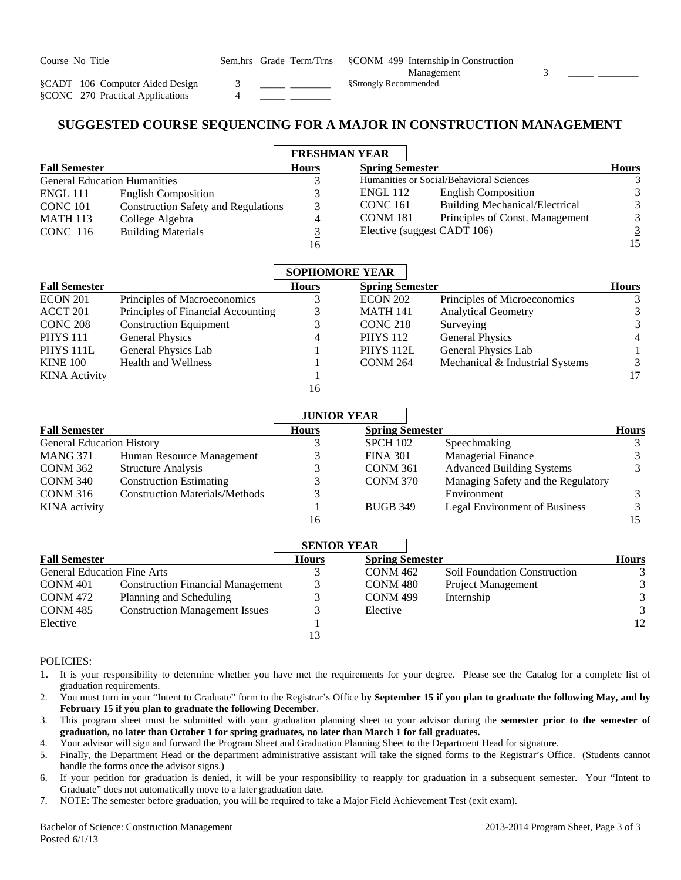| Course No | Title | Sem.hrs | Grade | Term/Trns |
|---|---|---|---|---|
| §CADT 106 | Computer Aided Design | 3 | _____ | ________ |
| §CONC 270 | Practical Applications | 4 | _____ | ________ |
| §CONM 499 | Internship in Construction Management | 3 | _____ | ________ |

§Strongly Recommended.

## SUGGESTED COURSE SEQUENCING FOR A MAJOR IN CONSTRUCTION MANAGEMENT

### FRESHMAN YEAR

| Fall Semester | | Hours | Spring Semester | | Hours |
|---|---|---|---|---|---|
| General Education Humanities | | 3 | Humanities or Social/Behavioral Sciences | | 3 |
| ENGL 111 | English Composition | 3 | ENGL 112 | English Composition | 3 |
| CONC 101 | Construction Safety and Regulations | 3 | CONC 161 | Building Mechanical/Electrical | 3 |
| MATH 113 | College Algebra | 4 | CONM 181 | Principles of Const. Management | 3 |
| CONC 116 | Building Materials | 3 | Elective (suggest CADT 106) | | 3 |
| | | 16 | | | 15 |

### SOPHOMORE YEAR

| Fall Semester | | Hours | Spring Semester | | Hours |
|---|---|---|---|---|---|
| ECON 201 | Principles of Macroeconomics | 3 | ECON 202 | Principles of Microeconomics | 3 |
| ACCT 201 | Principles of Financial Accounting | 3 | MATH 141 | Analytical Geometry | 3 |
| CONC 208 | Construction Equipment | 3 | CONC 218 | Surveying | 3 |
| PHYS 111 | General Physics | 4 | PHYS 112 | General Physics | 4 |
| PHYS 111L | General Physics Lab | 1 | PHYS 112L | General Physics Lab | 1 |
| KINE 100 | Health and Wellness | 1 | CONM 264 | Mechanical & Industrial Systems | 3 |
| KINA Activity | | 1 | | | 17 |
| | | 16 | | | |

### JUNIOR YEAR

| Fall Semester | | Hours | Spring Semester | | Hours |
|---|---|---|---|---|---|
| General Education History | | 3 | SPCH 102 | Speechmaking | 3 |
| MANG 371 | Human Resource Management | 3 | FINA 301 | Managerial Finance | 3 |
| CONM 362 | Structure Analysis | 3 | CONM 361 | Advanced Building Systems | 3 |
| CONM 340 | Construction Estimating | 3 | CONM 370 | Managing Safety and the Regulatory Environment | 3 |
| CONM 316 | Construction Materials/Methods | 3 | | | |
| KINA activity | | 1 | BUGB 349 | Legal Environment of Business | 3 |
| | | 16 | | | 15 |

### SENIOR YEAR

| Fall Semester | | Hours | Spring Semester | | Hours |
|---|---|---|---|---|---|
| General Education Fine Arts | | 3 | CONM 462 | Soil Foundation Construction | 3 |
| CONM 401 | Construction Financial Management | 3 | CONM 480 | Project Management | 3 |
| CONM 472 | Planning and Scheduling | 3 | CONM 499 | Internship | 3 |
| CONM 485 | Construction Management Issues | 3 | Elective | | 3 |
| Elective | | 1 | | | 12 |
| | | 13 | | | |

POLICIES:

1. It is your responsibility to determine whether you have met the requirements for your degree. Please see the Catalog for a complete list of graduation requirements.
2. You must turn in your "Intent to Graduate" form to the Registrar's Office **by September 15 if you plan to graduate the following May, and by February 15 if you plan to graduate the following December**.
3. This program sheet must be submitted with your graduation planning sheet to your advisor during the **semester prior to the semester of graduation, no later than October 1 for spring graduates, no later than March 1 for fall graduates.**
4. Your advisor will sign and forward the Program Sheet and Graduation Planning Sheet to the Department Head for signature.
5. Finally, the Department Head or the department administrative assistant will take the signed forms to the Registrar's Office. (Students cannot handle the forms once the advisor signs.)
6. If your petition for graduation is denied, it will be your responsibility to reapply for graduation in a subsequent semester. Your "Intent to Graduate" does not automatically move to a later graduation date.
7. NOTE: The semester before graduation, you will be required to take a Major Field Achievement Test (exit exam).

Bachelor of Science: Construction Management
Posted 6/1/13